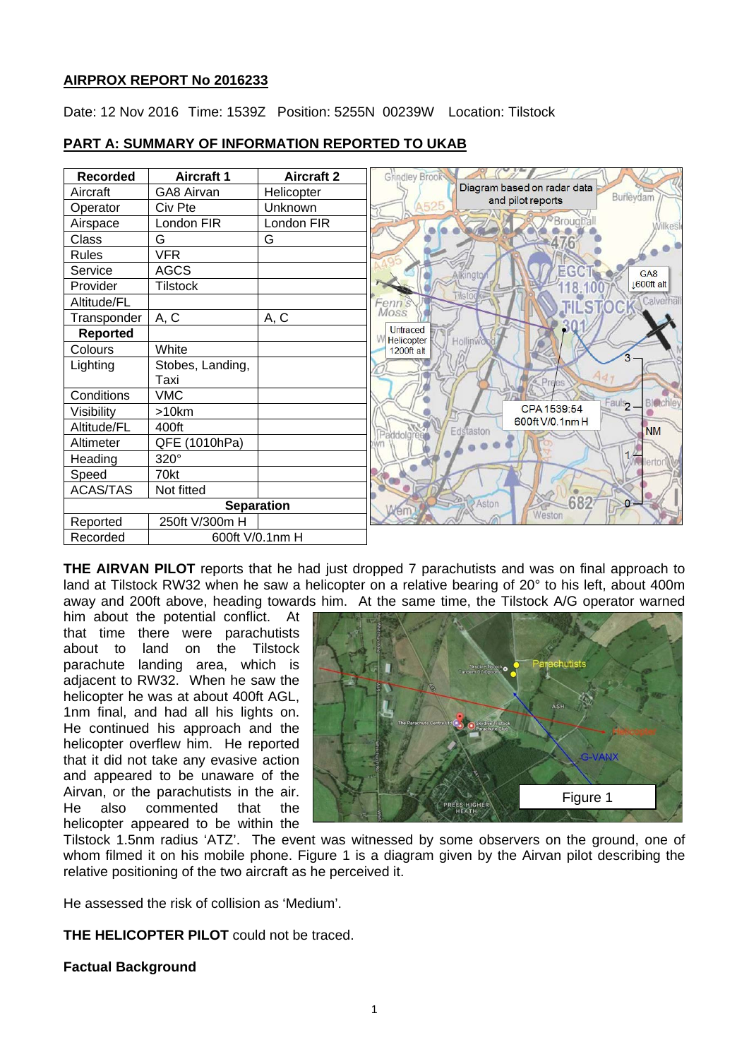## AIRPROX REPORT No 2016233

Date: 12 Nov 2016 Time: 1539Z Position: 5255N 00239W Location: Tilstock

## PART A: SUMMARY OF INFORMATION REPORTED TO UKAB

| Recorded | Aircraft 1 | Aircraft 2 |
|---|---|---|
| Aircraft | GA8 Airvan | Helicopter |
| Operator | Civ Pte | Unknown |
| Airspace | London FIR | London FIR |
| Class | G | G |
| Rules | VFR | |
| Service | AGCS | |
| Provider | Tilstock | |
| Altitude/FL | | |
| Transponder | A, C | A, C |
| **Reported** | | |
| Colours | White | |
| Lighting | Stobes, Landing, Taxi | |
| Conditions | VMC | |
| Visibility | >10km | |
| Altitude/FL | 400ft | |
| Altimeter | QFE (1010hPa) | |
| Heading | 320° | |
| Speed | 70kt | |
| ACAS/TAS | Not fitted | |
| **Separation** | | |
| Reported | 250ft V/300m H | |
| Recorded | 600ft V/0.1nm H | |

Diagram based on radar data and pilot reports

**THE AIRVAN PILOT** reports that he had just dropped 7 parachutists and was on final approach to land at Tilstock RW32 when he saw a helicopter on a relative bearing of 20° to his left, about 400m away and 200ft above, heading towards him. At the same time, the Tilstock A/G operator warned him about the potential conflict. At that time there were parachutists about to land on the Tilstock parachute landing area, which is adjacent to RW32. When he saw the helicopter he was at about 400ft AGL, 1nm final, and had all his lights on. He continued his approach and the helicopter overflew him. He reported that it did not take any evasive action and appeared to be unaware of the Airvan, or the parachutists in the air. He also commented that the helicopter appeared to be within the Tilstock 1.5nm radius 'ATZ'. The event was witnessed by some observers on the ground, one of whom filmed it on his mobile phone. Figure 1 is a diagram given by the Airvan pilot describing the relative positioning of the two aircraft as he perceived it.

Figure 1

He assessed the risk of collision as 'Medium'.

**THE HELICOPTER PILOT** could not be traced.

### Factual Background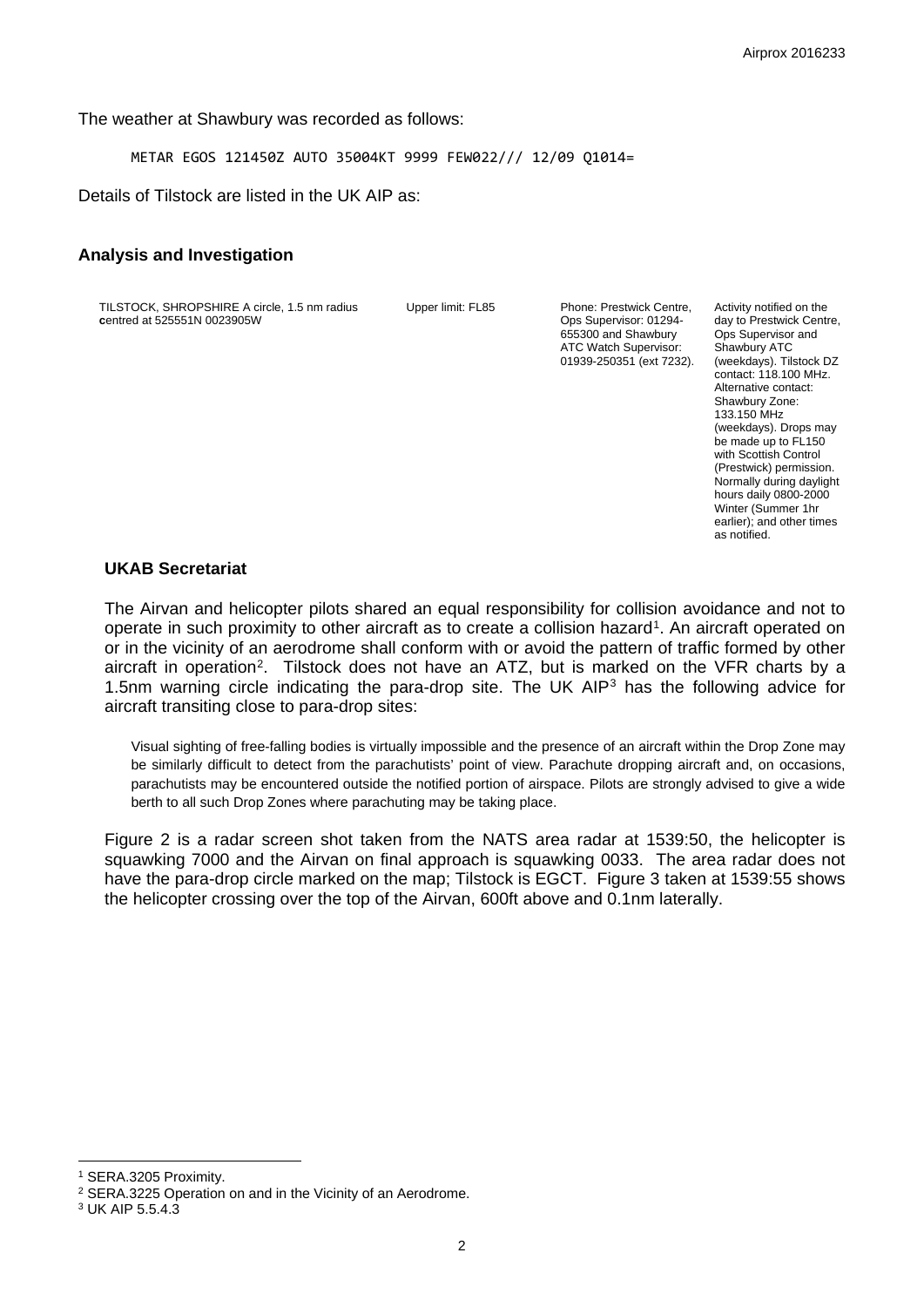The weather at Shawbury was recorded as follows:

```
METAR EGOS 121450Z AUTO 35004KT 9999 FEW022/// 12/09 Q1014=
```

Details of Tilstock are listed in the UK AIP as:

## Analysis and Investigation

| | | | |
|---|---|---|---|
| TILSTOCK, SHROPSHIRE A circle, 1.5 nm radius centred at 525551N 0023905W | Upper limit: FL85 | Phone: Prestwick Centre, Ops Supervisor: 01294-655300 and Shawbury ATC Watch Supervisor: 01939-250351 (ext 7232). | Activity notified on the day to Prestwick Centre, Ops Supervisor and Shawbury ATC (weekdays). Tilstock DZ contact: 118.100 MHz. Alternative contact: Shawbury Zone: 133.150 MHz (weekdays). Drops may be made up to FL150 with Scottish Control (Prestwick) permission. Normally during daylight hours daily 0800-2000 Winter (Summer 1hr earlier); and other times as notified. |

### UKAB Secretariat

The Airvan and helicopter pilots shared an equal responsibility for collision avoidance and not to operate in such proximity to other aircraft as to create a collision hazard[1]. An aircraft operated on or in the vicinity of an aerodrome shall conform with or avoid the pattern of traffic formed by other aircraft in operation[2]. Tilstock does not have an ATZ, but is marked on the VFR charts by a 1.5nm warning circle indicating the para-drop site. The UK AIP[3] has the following advice for aircraft transiting close to para-drop sites:

> Visual sighting of free-falling bodies is virtually impossible and the presence of an aircraft within the Drop Zone may be similarly difficult to detect from the parachutists' point of view. Parachute dropping aircraft and, on occasions, parachutists may be encountered outside the notified portion of airspace. Pilots are strongly advised to give a wide berth to all such Drop Zones where parachuting may be taking place.

Figure 2 is a radar screen shot taken from the NATS area radar at 1539:50, the helicopter is squawking 7000 and the Airvan on final approach is squawking 0033. The area radar does not have the para-drop circle marked on the map; Tilstock is EGCT. Figure 3 taken at 1539:55 shows the helicopter crossing over the top of the Airvan, 600ft above and 0.1nm laterally.

---

[1] SERA.3205 Proximity.

[2] SERA.3225 Operation on and in the Vicinity of an Aerodrome.

[3] UK AIP 5.5.4.3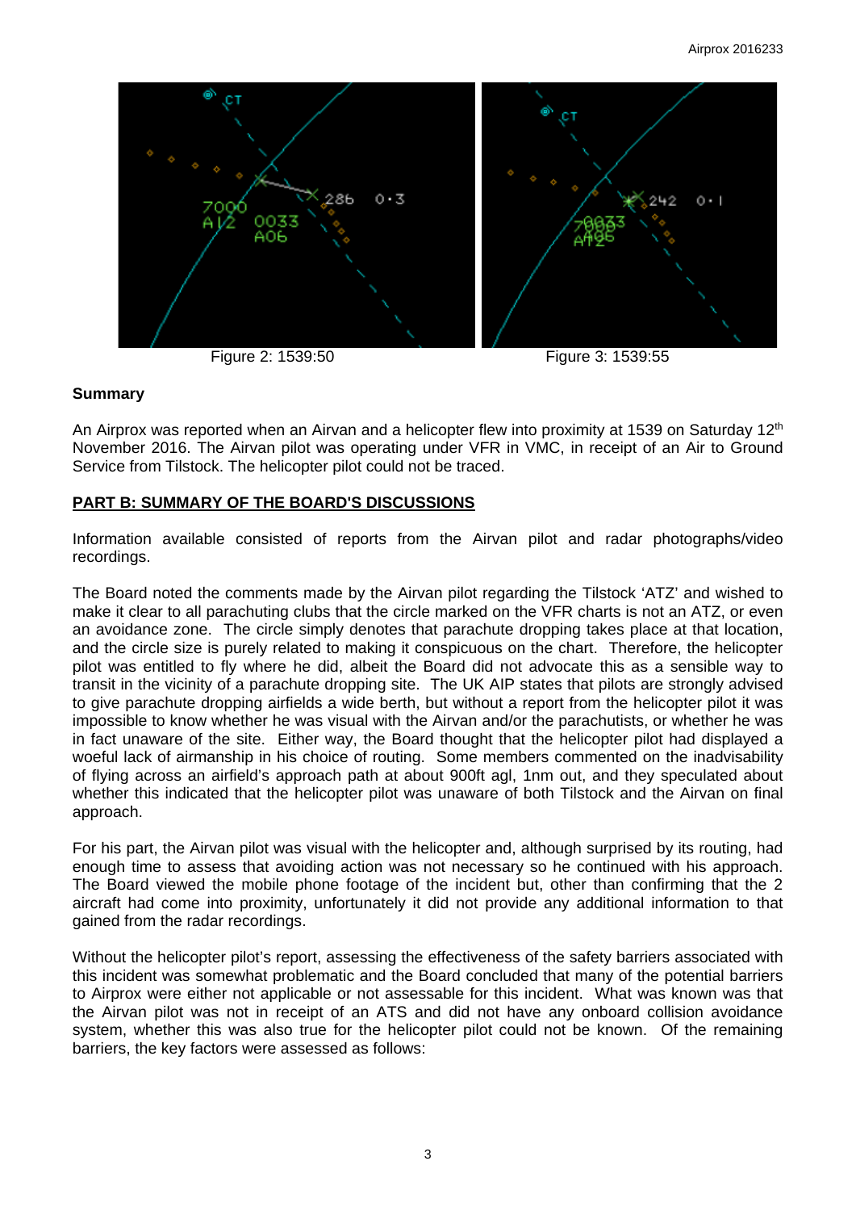Figure 2: 1539:50

Figure 3: 1539:55

**Summary**

An Airprox was reported when an Airvan and a helicopter flew into proximity at 1539 on Saturday 12th November 2016. The Airvan pilot was operating under VFR in VMC, in receipt of an Air to Ground Service from Tilstock. The helicopter pilot could not be traced.

## PART B: SUMMARY OF THE BOARD'S DISCUSSIONS

Information available consisted of reports from the Airvan pilot and radar photographs/video recordings.

The Board noted the comments made by the Airvan pilot regarding the Tilstock 'ATZ' and wished to make it clear to all parachuting clubs that the circle marked on the VFR charts is not an ATZ, or even an avoidance zone. The circle simply denotes that parachute dropping takes place at that location, and the circle size is purely related to making it conspicuous on the chart. Therefore, the helicopter pilot was entitled to fly where he did, albeit the Board did not advocate this as a sensible way to transit in the vicinity of a parachute dropping site. The UK AIP states that pilots are strongly advised to give parachute dropping airfields a wide berth, but without a report from the helicopter pilot it was impossible to know whether he was visual with the Airvan and/or the parachutists, or whether he was in fact unaware of the site. Either way, the Board thought that the helicopter pilot had displayed a woeful lack of airmanship in his choice of routing. Some members commented on the inadvisability of flying across an airfield's approach path at about 900ft agl, 1nm out, and they speculated about whether this indicated that the helicopter pilot was unaware of both Tilstock and the Airvan on final approach.

For his part, the Airvan pilot was visual with the helicopter and, although surprised by its routing, had enough time to assess that avoiding action was not necessary so he continued with his approach. The Board viewed the mobile phone footage of the incident but, other than confirming that the 2 aircraft had come into proximity, unfortunately it did not provide any additional information to that gained from the radar recordings.

Without the helicopter pilot's report, assessing the effectiveness of the safety barriers associated with this incident was somewhat problematic and the Board concluded that many of the potential barriers to Airprox were either not applicable or not assessable for this incident. What was known was that the Airvan pilot was not in receipt of an ATS and did not have any onboard collision avoidance system, whether this was also true for the helicopter pilot could not be known. Of the remaining barriers, the key factors were assessed as follows: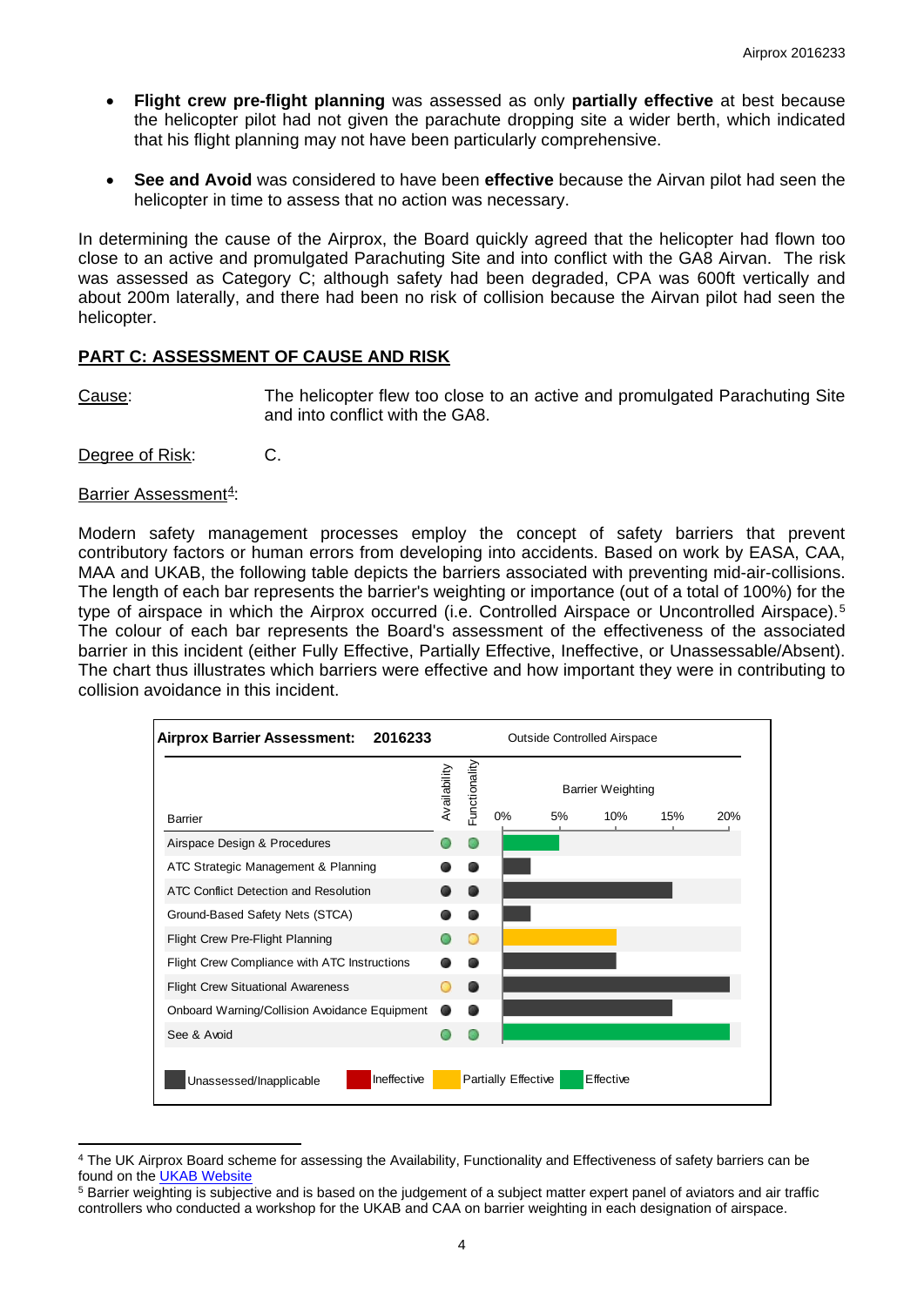- **Flight crew pre-flight planning** was assessed as only **partially effective** at best because the helicopter pilot had not given the parachute dropping site a wider berth, which indicated that his flight planning may not have been particularly comprehensive.

- **See and Avoid** was considered to have been **effective** because the Airvan pilot had seen the helicopter in time to assess that no action was necessary.

In determining the cause of the Airprox, the Board quickly agreed that the helicopter had flown too close to an active and promulgated Parachuting Site and into conflict with the GA8 Airvan. The risk was assessed as Category C; although safety had been degraded, CPA was 600ft vertically and about 200m laterally, and there had been no risk of collision because the Airvan pilot had seen the helicopter.

## PART C: ASSESSMENT OF CAUSE AND RISK

Cause: The helicopter flew too close to an active and promulgated Parachuting Site and into conflict with the GA8.

Degree of Risk: C.

Barrier Assessment[4]:

Modern safety management processes employ the concept of safety barriers that prevent contributory factors or human errors from developing into accidents. Based on work by EASA, CAA, MAA and UKAB, the following table depicts the barriers associated with preventing mid-air-collisions. The length of each bar represents the barrier's weighting or importance (out of a total of 100%) for the type of airspace in which the Airprox occurred (i.e. Controlled Airspace or Uncontrolled Airspace).[5] The colour of each bar represents the Board's assessment of the effectiveness of the associated barrier in this incident (either Fully Effective, Partially Effective, Ineffective, or Unassessable/Absent). The chart thus illustrates which barriers were effective and how important they were in contributing to collision avoidance in this incident.

Airprox Barrier Assessment: 2016233

Outside Controlled Airspace

Barrier

Availability

Functionality

Barrier Weighting

0% 5% 10% 15% 20%

Airspace Design & Procedures

ATC Strategic Management & Planning

ATC Conflict Detection and Resolution

Ground-Based Safety Nets (STCA)

Flight Crew Pre-Flight Planning

Flight Crew Compliance with ATC Instructions

Flight Crew Situational Awareness

Onboard Warning/Collision Avoidance Equipment

See & Avoid

Unassessed/Inapplicable Ineffective Partially Effective Effective

---

[4] The UK Airprox Board scheme for assessing the Availability, Functionality and Effectiveness of safety barriers can be found on the UKAB Website

[5] Barrier weighting is subjective and is based on the judgement of a subject matter expert panel of aviators and air traffic controllers who conducted a workshop for the UKAB and CAA on barrier weighting in each designation of airspace.